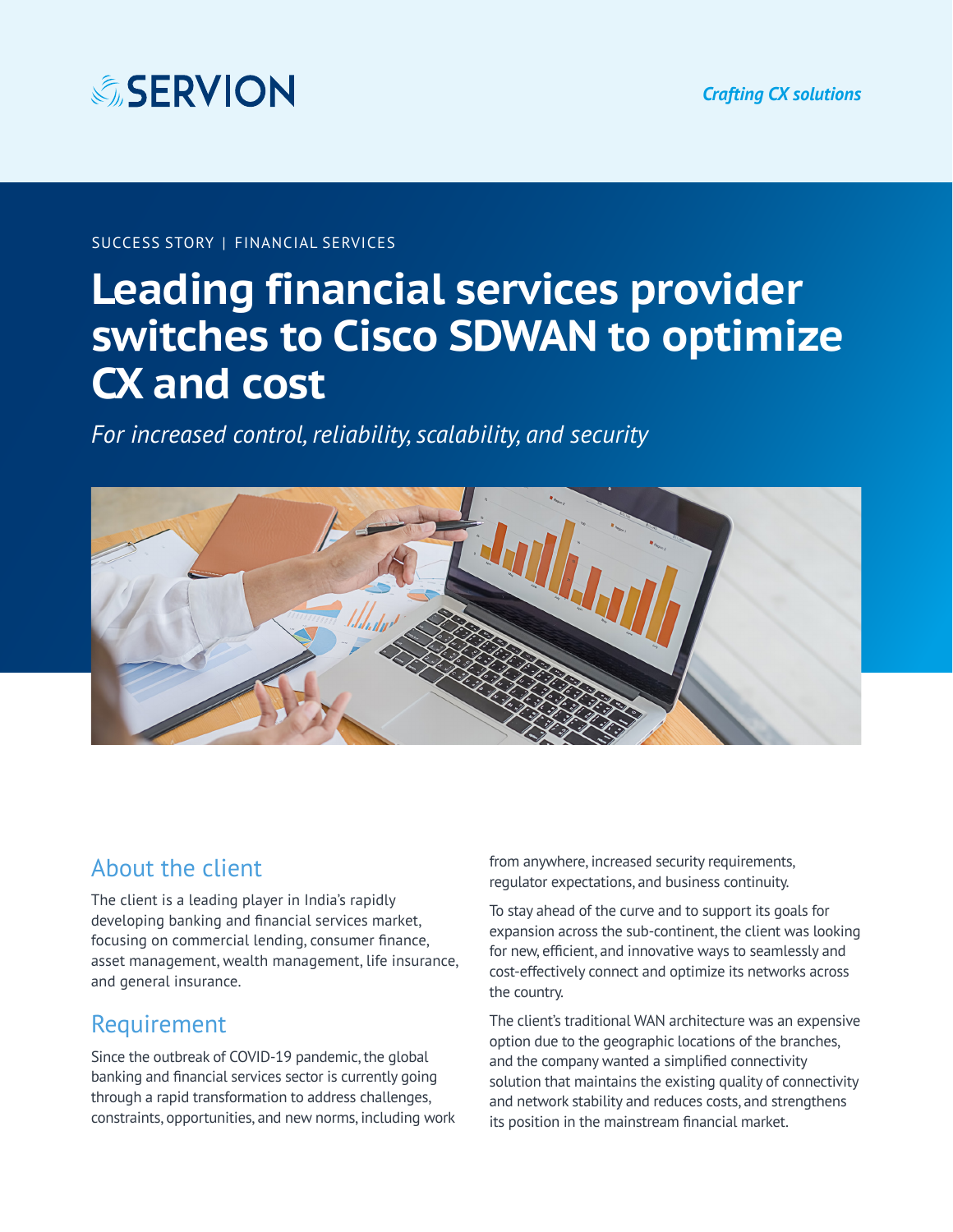SERVION

*Crafting CX solutions*

SUCCESS STORY | FINANCIAL SERVICES

# Leading financial services provider switches to Cisco SDWAN to optimize CX and cost

*For increased control, reliability, scalability, and security*

## About the client

The client is a leading player in India's rapidly developing banking and financial services market, focusing on commercial lending, consumer finance, asset management, wealth management, life insurance, and general insurance.

## Requirement

Since the outbreak of COVID-19 pandemic, the global banking and financial services sector is currently going through a rapid transformation to address challenges, constraints, opportunities, and new norms, including work from anywhere, increased security requirements, regulator expectations, and business continuity.

To stay ahead of the curve and to support its goals for expansion across the sub-continent, the client was looking for new, efficient, and innovative ways to seamlessly and cost-effectively connect and optimize its networks across the country.

The client's traditional WAN architecture was an expensive option due to the geographic locations of the branches, and the company wanted a simplified connectivity solution that maintains the existing quality of connectivity and network stability and reduces costs, and strengthens its position in the mainstream financial market.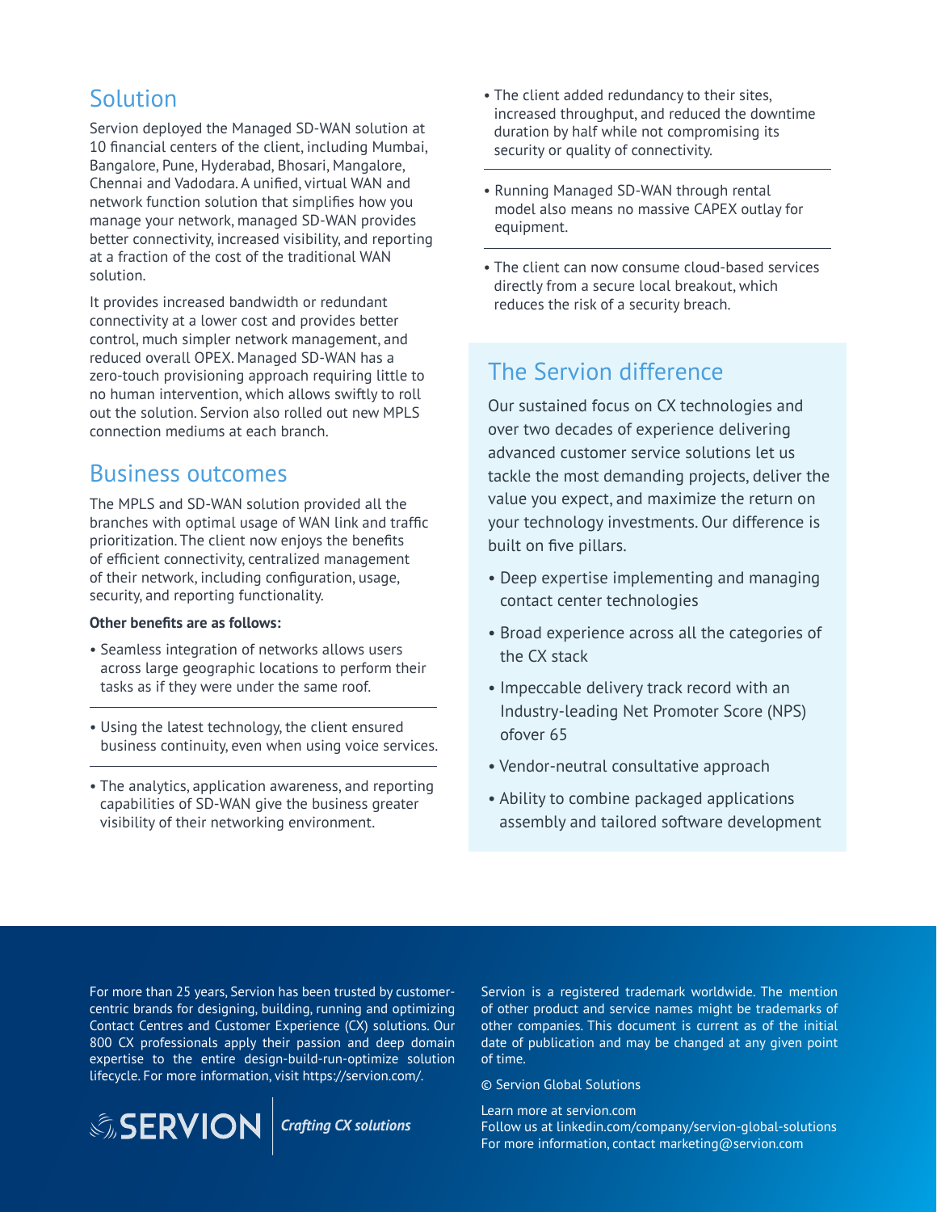## Solution

Servion deployed the Managed SD-WAN solution at 10 financial centers of the client, including Mumbai, Bangalore, Pune, Hyderabad, Bhosari, Mangalore, Chennai and Vadodara. A unified, virtual WAN and network function solution that simplifies how you manage your network, managed SD-WAN provides better connectivity, increased visibility, and reporting at a fraction of the cost of the traditional WAN solution.

It provides increased bandwidth or redundant connectivity at a lower cost and provides better control, much simpler network management, and reduced overall OPEX. Managed SD-WAN has a zero-touch provisioning approach requiring little to no human intervention, which allows swiftly to roll out the solution. Servion also rolled out new MPLS connection mediums at each branch.

## Business outcomes

The MPLS and SD-WAN solution provided all the branches with optimal usage of WAN link and traffic prioritization. The client now enjoys the benefits of efficient connectivity, centralized management of their network, including configuration, usage, security, and reporting functionality.

**Other benefits are as follows:**

- Seamless integration of networks allows users across large geographic locations to perform their tasks as if they were under the same roof.
- Using the latest technology, the client ensured business continuity, even when using voice services.
- The analytics, application awareness, and reporting capabilities of SD-WAN give the business greater visibility of their networking environment.
- The client added redundancy to their sites, increased throughput, and reduced the downtime duration by half while not compromising its security or quality of connectivity.
- Running Managed SD-WAN through rental model also means no massive CAPEX outlay for equipment.
- The client can now consume cloud-based services directly from a secure local breakout, which reduces the risk of a security breach.

## The Servion difference

Our sustained focus on CX technologies and over two decades of experience delivering advanced customer service solutions let us tackle the most demanding projects, deliver the value you expect, and maximize the return on your technology investments. Our difference is built on five pillars.

- Deep expertise implementing and managing contact center technologies
- Broad experience across all the categories of the CX stack
- Impeccable delivery track record with an Industry-leading Net Promoter Score (NPS) ofover 65
- Vendor-neutral consultative approach
- Ability to combine packaged applications assembly and tailored software development

For more than 25 years, Servion has been trusted by customer-centric brands for designing, building, running and optimizing Contact Centres and Customer Experience (CX) solutions. Our 800 CX professionals apply their passion and deep domain expertise to the entire design-build-run-optimize solution lifecycle. For more information, visit https://servion.com/.

SERVION | *Crafting CX solutions*

Servion is a registered trademark worldwide. The mention of other product and service names might be trademarks of other companies. This document is current as of the initial date of publication and may be changed at any given point of time.

© Servion Global Solutions

Learn more at servion.com
Follow us at linkedin.com/company/servion-global-solutions
For more information, contact marketing@servion.com